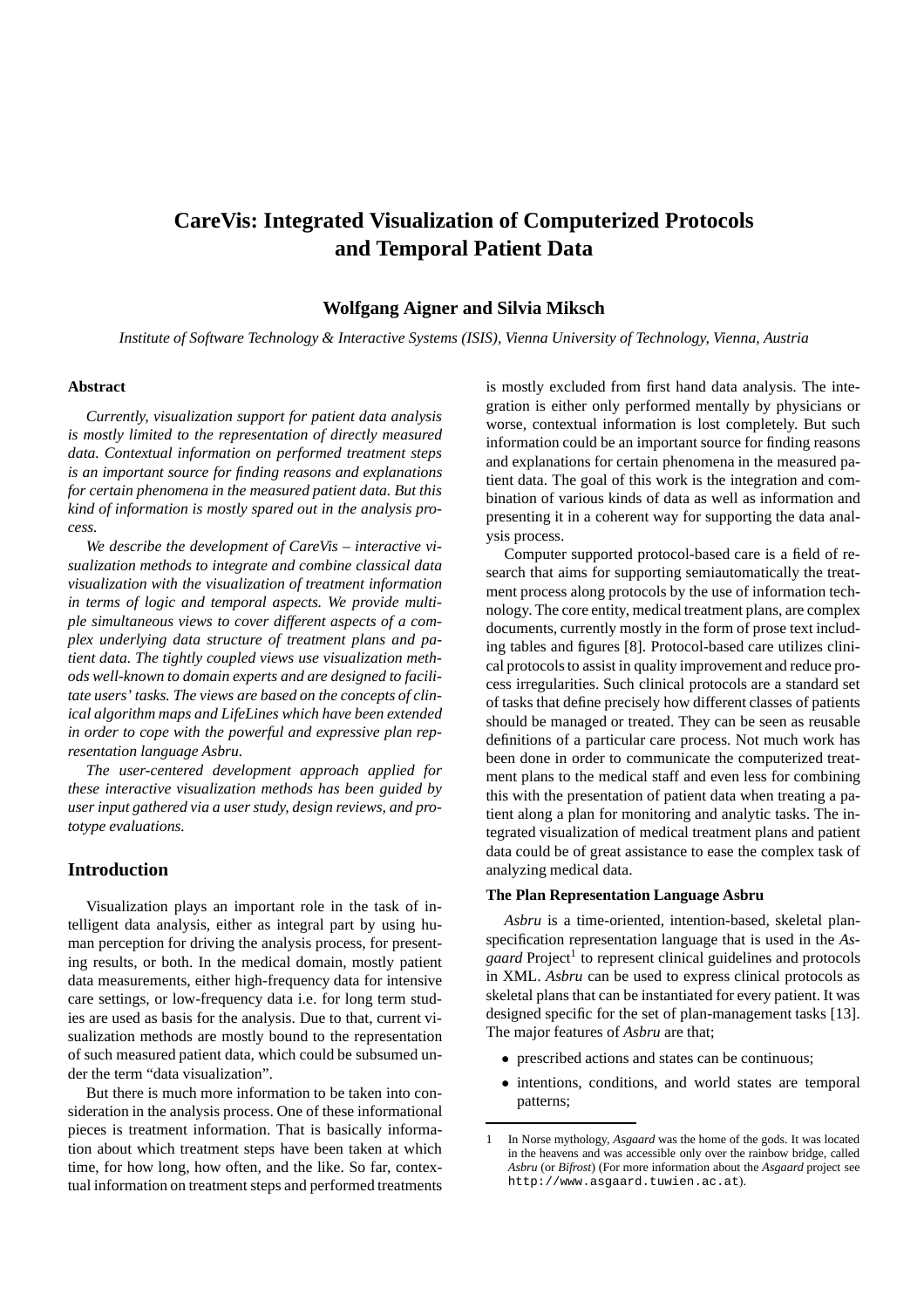# CareVis: Integrated Visualization of Computerized Protocols and Temporal Patient Data

**Wolfgang Aigner and Silvia Miksch**

*Institute of Software Technology & Interactive Systems (ISIS), Vienna University of Technology, Vienna, Austria*

### Abstract

*Currently, visualization support for patient data analysis is mostly limited to the representation of directly measured data. Contextual information on performed treatment steps is an important source for finding reasons and explanations for certain phenomena in the measured patient data. But this kind of information is mostly spared out in the analysis process.*

*We describe the development of CareVis – interactive visualization methods to integrate and combine classical data visualization with the visualization of treatment information in terms of logic and temporal aspects. We provide multiple simultaneous views to cover different aspects of a complex underlying data structure of treatment plans and patient data. The tightly coupled views use visualization methods well-known to domain experts and are designed to facilitate users' tasks. The views are based on the concepts of clinical algorithm maps and LifeLines which have been extended in order to cope with the powerful and expressive plan representation language Asbru.*

*The user-centered development approach applied for these interactive visualization methods has been guided by user input gathered via a user study, design reviews, and prototype evaluations.*

## Introduction

Visualization plays an important role in the task of intelligent data analysis, either as integral part by using human perception for driving the analysis process, for presenting results, or both. In the medical domain, mostly patient data measurements, either high-frequency data for intensive care settings, or low-frequency data i.e. for long term studies are used as basis for the analysis. Due to that, current visualization methods are mostly bound to the representation of such measured patient data, which could be subsumed under the term "data visualization".

But there is much more information to be taken into consideration in the analysis process. One of these informational pieces is treatment information. That is basically information about which treatment steps have been taken at which time, for how long, how often, and the like. So far, contextual information on treatment steps and performed treatments is mostly excluded from first hand data analysis. The integration is either only performed mentally by physicians or worse, contextual information is lost completely. But such information could be an important source for finding reasons and explanations for certain phenomena in the measured patient data. The goal of this work is the integration and combination of various kinds of data as well as information and presenting it in a coherent way for supporting the data analysis process.

Computer supported protocol-based care is a field of research that aims for supporting semiautomatically the treatment process along protocols by the use of information technology. The core entity, medical treatment plans, are complex documents, currently mostly in the form of prose text including tables and figures [8]. Protocol-based care utilizes clinical protocols to assist in quality improvement and reduce process irregularities. Such clinical protocols are a standard set of tasks that define precisely how different classes of patients should be managed or treated. They can be seen as reusable definitions of a particular care process. Not much work has been done in order to communicate the computerized treatment plans to the medical staff and even less for combining this with the presentation of patient data when treating a patient along a plan for monitoring and analytic tasks. The integrated visualization of medical treatment plans and patient data could be of great assistance to ease the complex task of analyzing medical data.

### The Plan Representation Language Asbru

*Asbru* is a time-oriented, intention-based, skeletal plan-specification representation language that is used in the *Asgaard* Project[1] to represent clinical guidelines and protocols in XML. *Asbru* can be used to express clinical protocols as skeletal plans that can be instantiated for every patient. It was designed specific for the set of plan-management tasks [13]. The major features of *Asbru* are that;

- prescribed actions and states can be continuous;
- intentions, conditions, and world states are temporal patterns;

[1] In Norse mythology, *Asgaard* was the home of the gods. It was located in the heavens and was accessible only over the rainbow bridge, called *Asbru* (or *Bifrost*) (For more information about the *Asgaard* project see `http://www.asgaard.tuwien.ac.at`).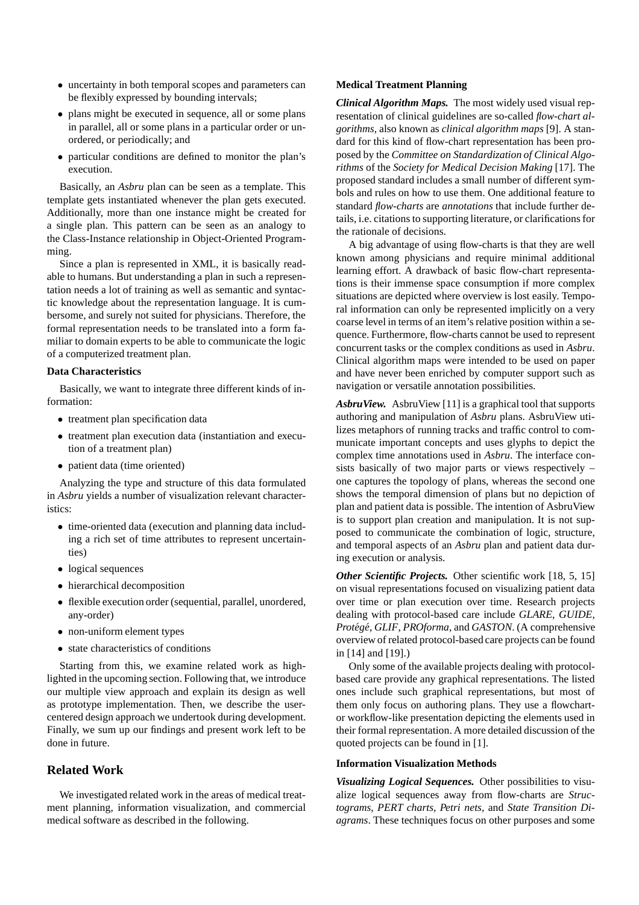- uncertainty in both temporal scopes and parameters can be flexibly expressed by bounding intervals;
- plans might be executed in sequence, all or some plans in parallel, all or some plans in a particular order or unordered, or periodically; and
- particular conditions are defined to monitor the plan's execution.

Basically, an *Asbru* plan can be seen as a template. This template gets instantiated whenever the plan gets executed. Additionally, more than one instance might be created for a single plan. This pattern can be seen as an analogy to the Class-Instance relationship in Object-Oriented Programming.

Since a plan is represented in XML, it is basically readable to humans. But understanding a plan in such a representation needs a lot of training as well as semantic and syntactic knowledge about the representation language. It is cumbersome, and surely not suited for physicians. Therefore, the formal representation needs to be translated into a form familiar to domain experts to be able to communicate the logic of a computerized treatment plan.

#### Data Characteristics

Basically, we want to integrate three different kinds of information:

- treatment plan specification data
- treatment plan execution data (instantiation and execution of a treatment plan)
- patient data (time oriented)

Analyzing the type and structure of this data formulated in *Asbru* yields a number of visualization relevant characteristics:

- time-oriented data (execution and planning data including a rich set of time attributes to represent uncertainties)
- logical sequences
- hierarchical decomposition
- flexible execution order (sequential, parallel, unordered, any-order)
- non-uniform element types
- state characteristics of conditions

Starting from this, we examine related work as highlighted in the upcoming section. Following that, we introduce our multiple view approach and explain its design as well as prototype implementation. Then, we describe the user-centered design approach we undertook during development. Finally, we sum up our findings and present work left to be done in future.

## Related Work

We investigated related work in the areas of medical treatment planning, information visualization, and commercial medical software as described in the following.

#### Medical Treatment Planning

***Clinical Algorithm Maps.*** The most widely used visual representation of clinical guidelines are so-called *flow-chart algorithms*, also known as *clinical algorithm maps* [9]. A standard for this kind of flow-chart representation has been proposed by the *Committee on Standardization of Clinical Algorithms* of the *Society for Medical Decision Making* [17]. The proposed standard includes a small number of different symbols and rules on how to use them. One additional feature to standard *flow-charts* are *annotations* that include further details, i.e. citations to supporting literature, or clarifications for the rationale of decisions.

A big advantage of using flow-charts is that they are well known among physicians and require minimal additional learning effort. A drawback of basic flow-chart representations is their immense space consumption if more complex situations are depicted where overview is lost easily. Temporal information can only be represented implicitly on a very coarse level in terms of an item's relative position within a sequence. Furthermore, flow-charts cannot be used to represent concurrent tasks or the complex conditions as used in *Asbru*. Clinical algorithm maps were intended to be used on paper and have never been enriched by computer support such as navigation or versatile annotation possibilities.

***AsbruView.*** AsbruView [11] is a graphical tool that supports authoring and manipulation of *Asbru* plans. AsbruView utilizes metaphors of running tracks and traffic control to communicate important concepts and uses glyphs to depict the complex time annotations used in *Asbru*. The interface consists basically of two major parts or views respectively – one captures the topology of plans, whereas the second one shows the temporal dimension of plans but no depiction of plan and patient data is possible. The intention of AsbruView is to support plan creation and manipulation. It is not supposed to communicate the combination of logic, structure, and temporal aspects of an *Asbru* plan and patient data during execution or analysis.

***Other Scientific Projects.*** Other scientific work [18, 5, 15] on visual representations focused on visualizing patient data over time or plan execution over time. Research projects dealing with protocol-based care include *GLARE*, *GUIDE*, *Protégé*, *GLIF*, *PROforma*, and *GASTON*. (A comprehensive overview of related protocol-based care projects can be found in [14] and [19].)

Only some of the available projects dealing with protocol-based care provide any graphical representations. The listed ones include such graphical representations, but most of them only focus on authoring plans. They use a flowchart- or workflow-like presentation depicting the elements used in their formal representation. A more detailed discussion of the quoted projects can be found in [1].

#### Information Visualization Methods

***Visualizing Logical Sequences.*** Other possibilities to visualize logical sequences away from flow-charts are *Structograms*, *PERT charts*, *Petri nets*, and *State Transition Diagrams*. These techniques focus on other purposes and some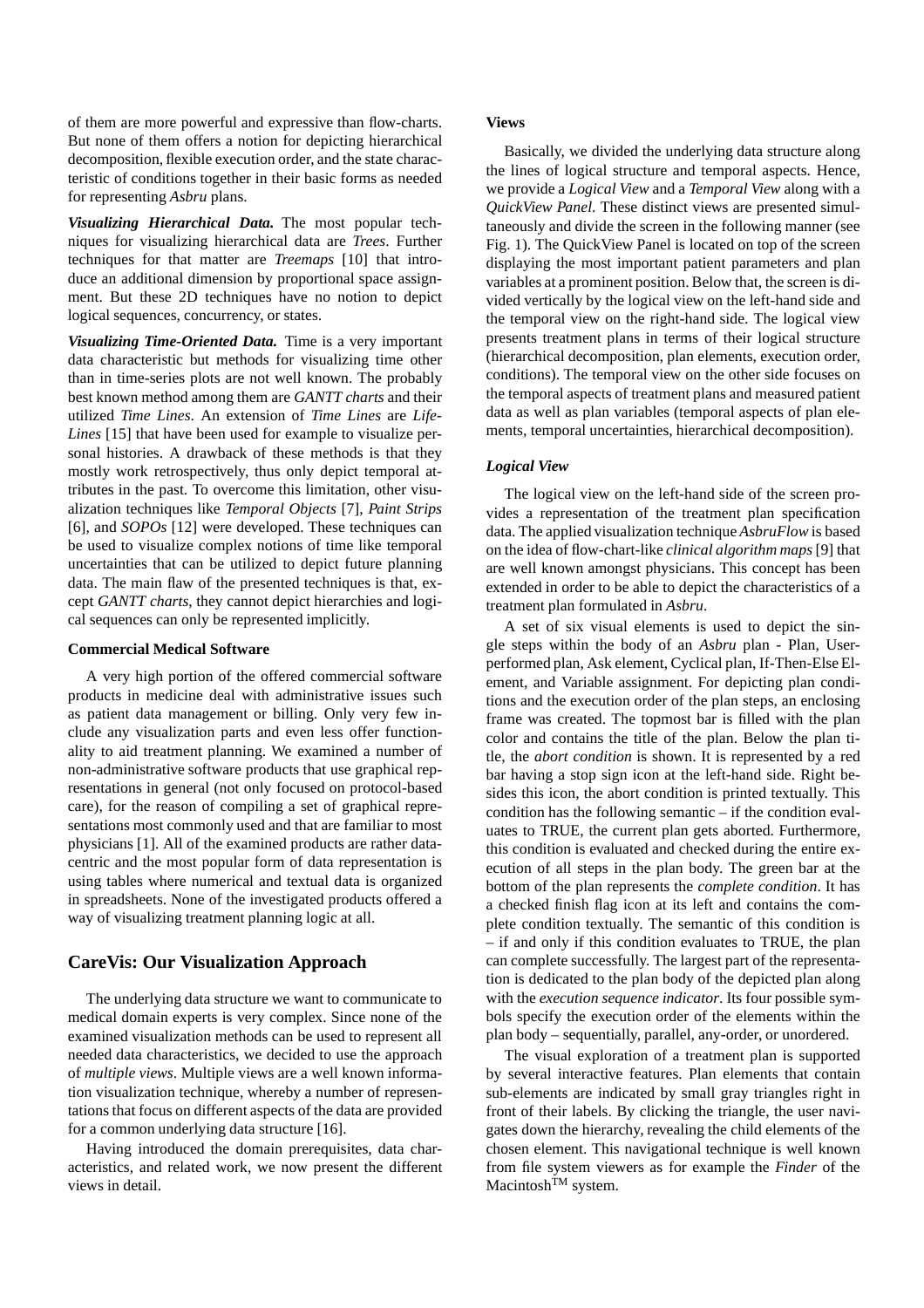of them are more powerful and expressive than flow-charts. But none of them offers a notion for depicting hierarchical decomposition, flexible execution order, and the state characteristic of conditions together in their basic forms as needed for representing *Asbru* plans.

***Visualizing Hierarchical Data.*** The most popular techniques for visualizing hierarchical data are *Trees*. Further techniques for that matter are *Treemaps* [10] that introduce an additional dimension by proportional space assignment. But these 2D techniques have no notion to depict logical sequences, concurrency, or states.

***Visualizing Time-Oriented Data.*** Time is a very important data characteristic but methods for visualizing time other than in time-series plots are not well known. The probably best known method among them are *GANTT charts* and their utilized *Time Lines*. An extension of *Time Lines* are *LifeLines* [15] that have been used for example to visualize personal histories. A drawback of these methods is that they mostly work retrospectively, thus only depict temporal attributes in the past. To overcome this limitation, other visualization techniques like *Temporal Objects* [7], *Paint Strips* [6], and *SOPOs* [12] were developed. These techniques can be used to visualize complex notions of time like temporal uncertainties that can be utilized to depict future planning data. The main flaw of the presented techniques is that, except *GANTT charts*, they cannot depict hierarchies and logical sequences can only be represented implicitly.

### Commercial Medical Software

A very high portion of the offered commercial software products in medicine deal with administrative issues such as patient data management or billing. Only very few include any visualization parts and even less offer functionality to aid treatment planning. We examined a number of non-administrative software products that use graphical representations in general (not only focused on protocol-based care), for the reason of compiling a set of graphical representations most commonly used and that are familiar to most physicians [1]. All of the examined products are rather data-centric and the most popular form of data representation is using tables where numerical and textual data is organized in spreadsheets. None of the investigated products offered a way of visualizing treatment planning logic at all.

## CareVis: Our Visualization Approach

The underlying data structure we want to communicate to medical domain experts is very complex. Since none of the examined visualization methods can be used to represent all needed data characteristics, we decided to use the approach of *multiple views*. Multiple views are a well known information visualization technique, whereby a number of representations that focus on different aspects of the data are provided for a common underlying data structure [16].

Having introduced the domain prerequisites, data characteristics, and related work, we now present the different views in detail.

### Views

Basically, we divided the underlying data structure along the lines of logical structure and temporal aspects. Hence, we provide a *Logical View* and a *Temporal View* along with a *QuickView Panel*. These distinct views are presented simultaneously and divide the screen in the following manner (see Fig. 1). The QuickView Panel is located on top of the screen displaying the most important patient parameters and plan variables at a prominent position. Below that, the screen is divided vertically by the logical view on the left-hand side and the temporal view on the right-hand side. The logical view presents treatment plans in terms of their logical structure (hierarchical decomposition, plan elements, execution order, conditions). The temporal view on the other side focuses on the temporal aspects of treatment plans and measured patient data as well as plan variables (temporal aspects of plan elements, temporal uncertainties, hierarchical decomposition).

### *Logical View*

The logical view on the left-hand side of the screen provides a representation of the treatment plan specification data. The applied visualization technique *AsbruFlow* is based on the idea of flow-chart-like *clinical algorithm maps* [9] that are well known amongst physicians. This concept has been extended in order to be able to depict the characteristics of a treatment plan formulated in *Asbru*.

A set of six visual elements is used to depict the single steps within the body of an *Asbru* plan - Plan, User-performed plan, Ask element, Cyclical plan, If-Then-Else Element, and Variable assignment. For depicting plan conditions and the execution order of the plan steps, an enclosing frame was created. The topmost bar is filled with the plan color and contains the title of the plan. Below the plan title, the *abort condition* is shown. It is represented by a red bar having a stop sign icon at the left-hand side. Right besides this icon, the abort condition is printed textually. This condition has the following semantic – if the condition evaluates to TRUE, the current plan gets aborted. Furthermore, this condition is evaluated and checked during the entire execution of all steps in the plan body. The green bar at the bottom of the plan represents the *complete condition*. It has a checked finish flag icon at its left and contains the complete condition textually. The semantic of this condition is – if and only if this condition evaluates to TRUE, the plan can complete successfully. The largest part of the representation is dedicated to the plan body of the depicted plan along with the *execution sequence indicator*. Its four possible symbols specify the execution order of the elements within the plan body – sequentially, parallel, any-order, or unordered.

The visual exploration of a treatment plan is supported by several interactive features. Plan elements that contain sub-elements are indicated by small gray triangles right in front of their labels. By clicking the triangle, the user navigates down the hierarchy, revealing the child elements of the chosen element. This navigational technique is well known from file system viewers as for example the *Finder* of the Macintosh™ system.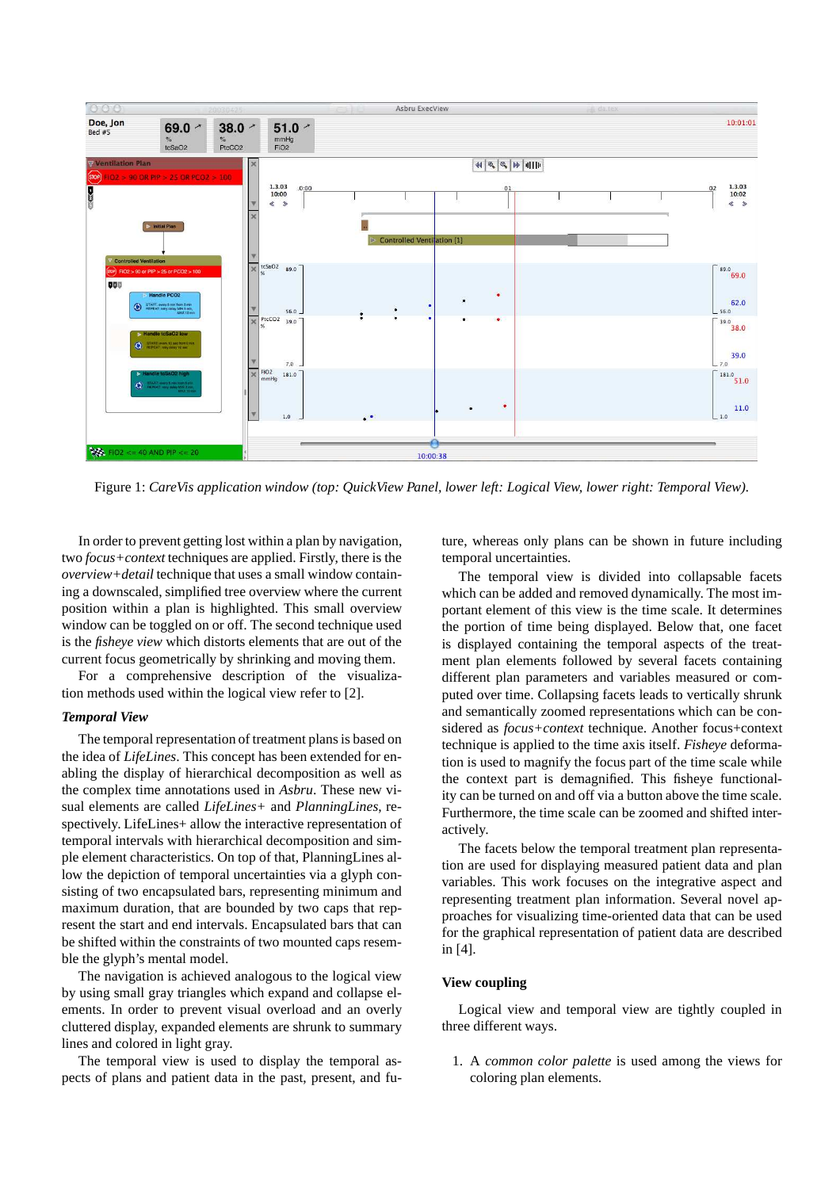Figure 1: *CareVis application window (top: QuickView Panel, lower left: Logical View, lower right: Temporal View).*

In order to prevent getting lost within a plan by navigation, two *focus+context* techniques are applied. Firstly, there is the *overview+detail* technique that uses a small window containing a downscaled, simplified tree overview where the current position within a plan is highlighted. This small overview window can be toggled on or off. The second technique used is the *fisheye view* which distorts elements that are out of the current focus geometrically by shrinking and moving them.

For a comprehensive description of the visualization methods used within the logical view refer to [2].

### *Temporal View*

The temporal representation of treatment plans is based on the idea of *LifeLines*. This concept has been extended for enabling the display of hierarchical decomposition as well as the complex time annotations used in *Asbru*. These new visual elements are called *LifeLines+* and *PlanningLines*, respectively. LifeLines+ allow the interactive representation of temporal intervals with hierarchical decomposition and simple element characteristics. On top of that, PlanningLines allow the depiction of temporal uncertainties via a glyph consisting of two encapsulated bars, representing minimum and maximum duration, that are bounded by two caps that represent the start and end intervals. Encapsulated bars that can be shifted within the constraints of two mounted caps resemble the glyph's mental model.

The navigation is achieved analogous to the logical view by using small gray triangles which expand and collapse elements. In order to prevent visual overload and an overly cluttered display, expanded elements are shrunk to summary lines and colored in light gray.

The temporal view is used to display the temporal aspects of plans and patient data in the past, present, and future, whereas only plans can be shown in future including temporal uncertainties.

The temporal view is divided into collapsable facets which can be added and removed dynamically. The most important element of this view is the time scale. It determines the portion of time being displayed. Below that, one facet is displayed containing the temporal aspects of the treatment plan elements followed by several facets containing different plan parameters and variables measured or computed over time. Collapsing facets leads to vertically shrunk and semantically zoomed representations which can be considered as *focus+context* technique. Another focus+context technique is applied to the time axis itself. *Fisheye* deformation is used to magnify the focus part of the time scale while the context part is demagnified. This fisheye functionality can be turned on and off via a button above the time scale. Furthermore, the time scale can be zoomed and shifted interactively.

The facets below the temporal treatment plan representation are used for displaying measured patient data and plan variables. This work focuses on the integrative aspect and representing treatment plan information. Several novel approaches for visualizing time-oriented data that can be used for the graphical representation of patient data are described in [4].

## View coupling

Logical view and temporal view are tightly coupled in three different ways.

1. A *common color palette* is used among the views for coloring plan elements.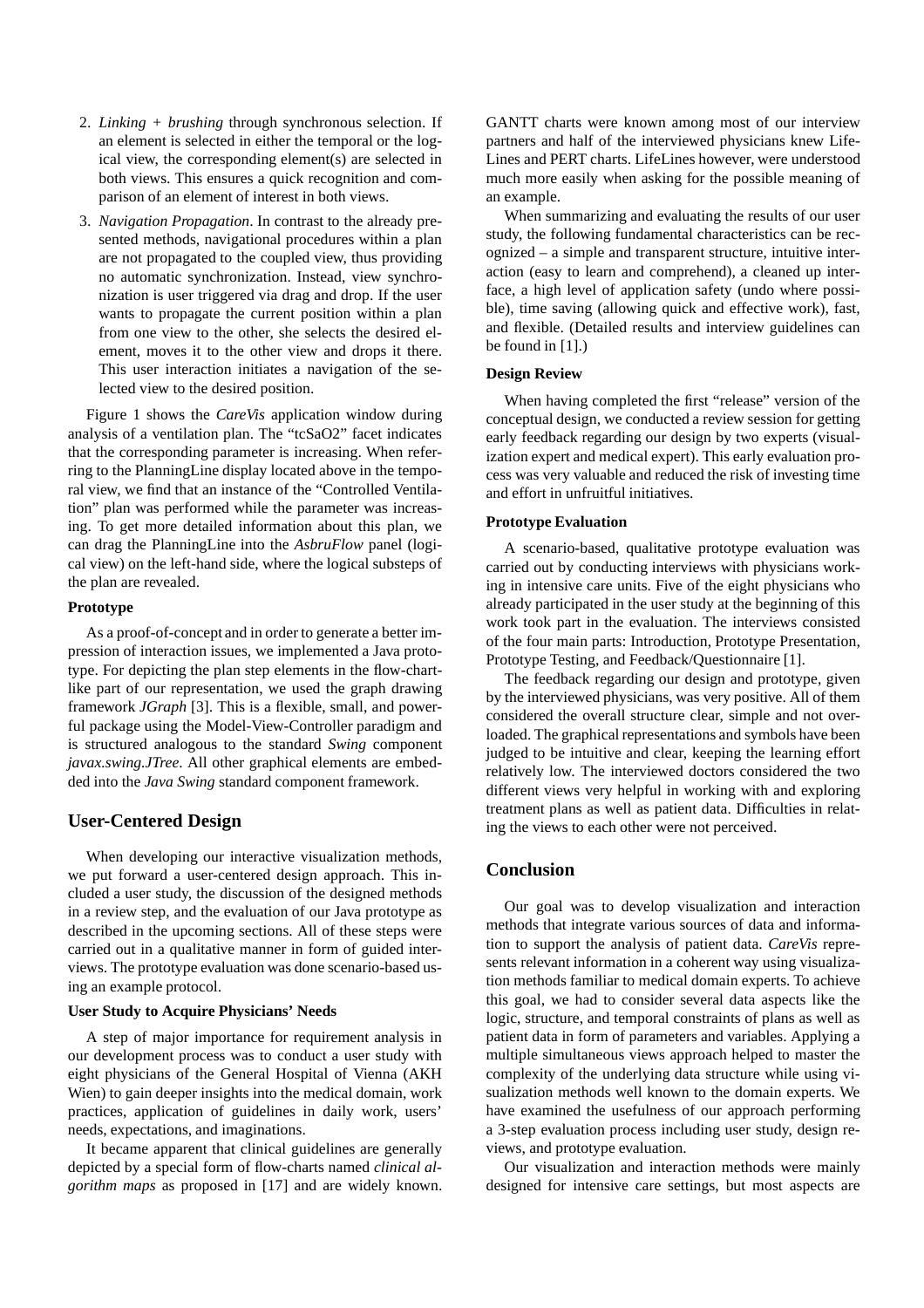2. *Linking + brushing* through synchronous selection. If an element is selected in either the temporal or the logical view, the corresponding element(s) are selected in both views. This ensures a quick recognition and comparison of an element of interest in both views.
3. *Navigation Propagation*. In contrast to the already presented methods, navigational procedures within a plan are not propagated to the coupled view, thus providing no automatic synchronization. Instead, view synchronization is user triggered via drag and drop. If the user wants to propagate the current position within a plan from one view to the other, she selects the desired element, moves it to the other view and drops it there. This user interaction initiates a navigation of the selected view to the desired position.

Figure 1 shows the *CareVis* application window during analysis of a ventilation plan. The "tcSaO2" facet indicates that the corresponding parameter is increasing. When referring to the PlanningLine display located above in the temporal view, we find that an instance of the "Controlled Ventilation" plan was performed while the parameter was increasing. To get more detailed information about this plan, we can drag the PlanningLine into the *AsbruFlow* panel (logical view) on the left-hand side, where the logical substeps of the plan are revealed.

### Prototype

As a proof-of-concept and in order to generate a better impression of interaction issues, we implemented a Java prototype. For depicting the plan step elements in the flow-chart-like part of our representation, we used the graph drawing framework *JGraph* [3]. This is a flexible, small, and powerful package using the Model-View-Controller paradigm and is structured analogous to the standard *Swing* component *javax.swing.JTree*. All other graphical elements are embedded into the *Java Swing* standard component framework.

## User-Centered Design

When developing our interactive visualization methods, we put forward a user-centered design approach. This included a user study, the discussion of the designed methods in a review step, and the evaluation of our Java prototype as described in the upcoming sections. All of these steps were carried out in a qualitative manner in form of guided interviews. The prototype evaluation was done scenario-based using an example protocol.

### User Study to Acquire Physicians' Needs

A step of major importance for requirement analysis in our development process was to conduct a user study with eight physicians of the General Hospital of Vienna (AKH Wien) to gain deeper insights into the medical domain, work practices, application of guidelines in daily work, users' needs, expectations, and imaginations.

It became apparent that clinical guidelines are generally depicted by a special form of flow-charts named *clinical algorithm maps* as proposed in [17] and are widely known. GANTT charts were known among most of our interview partners and half of the interviewed physicians knew LifeLines and PERT charts. LifeLines however, were understood much more easily when asking for the possible meaning of an example.

When summarizing and evaluating the results of our user study, the following fundamental characteristics can be recognized – a simple and transparent structure, intuitive interaction (easy to learn and comprehend), a cleaned up interface, a high level of application safety (undo where possible), time saving (allowing quick and effective work), fast, and flexible. (Detailed results and interview guidelines can be found in [1].)

### Design Review

When having completed the first "release" version of the conceptual design, we conducted a review session for getting early feedback regarding our design by two experts (visualization expert and medical expert). This early evaluation process was very valuable and reduced the risk of investing time and effort in unfruitful initiatives.

### Prototype Evaluation

A scenario-based, qualitative prototype evaluation was carried out by conducting interviews with physicians working in intensive care units. Five of the eight physicians who already participated in the user study at the beginning of this work took part in the evaluation. The interviews consisted of the four main parts: Introduction, Prototype Presentation, Prototype Testing, and Feedback/Questionnaire [1].

The feedback regarding our design and prototype, given by the interviewed physicians, was very positive. All of them considered the overall structure clear, simple and not overloaded. The graphical representations and symbols have been judged to be intuitive and clear, keeping the learning effort relatively low. The interviewed doctors considered the two different views very helpful in working with and exploring treatment plans as well as patient data. Difficulties in relating the views to each other were not perceived.

## Conclusion

Our goal was to develop visualization and interaction methods that integrate various sources of data and information to support the analysis of patient data. *CareVis* represents relevant information in a coherent way using visualization methods familiar to medical domain experts. To achieve this goal, we had to consider several data aspects like the logic, structure, and temporal constraints of plans as well as patient data in form of parameters and variables. Applying a multiple simultaneous views approach helped to master the complexity of the underlying data structure while using visualization methods well known to the domain experts. We have examined the usefulness of our approach performing a 3-step evaluation process including user study, design reviews, and prototype evaluation.

Our visualization and interaction methods were mainly designed for intensive care settings, but most aspects are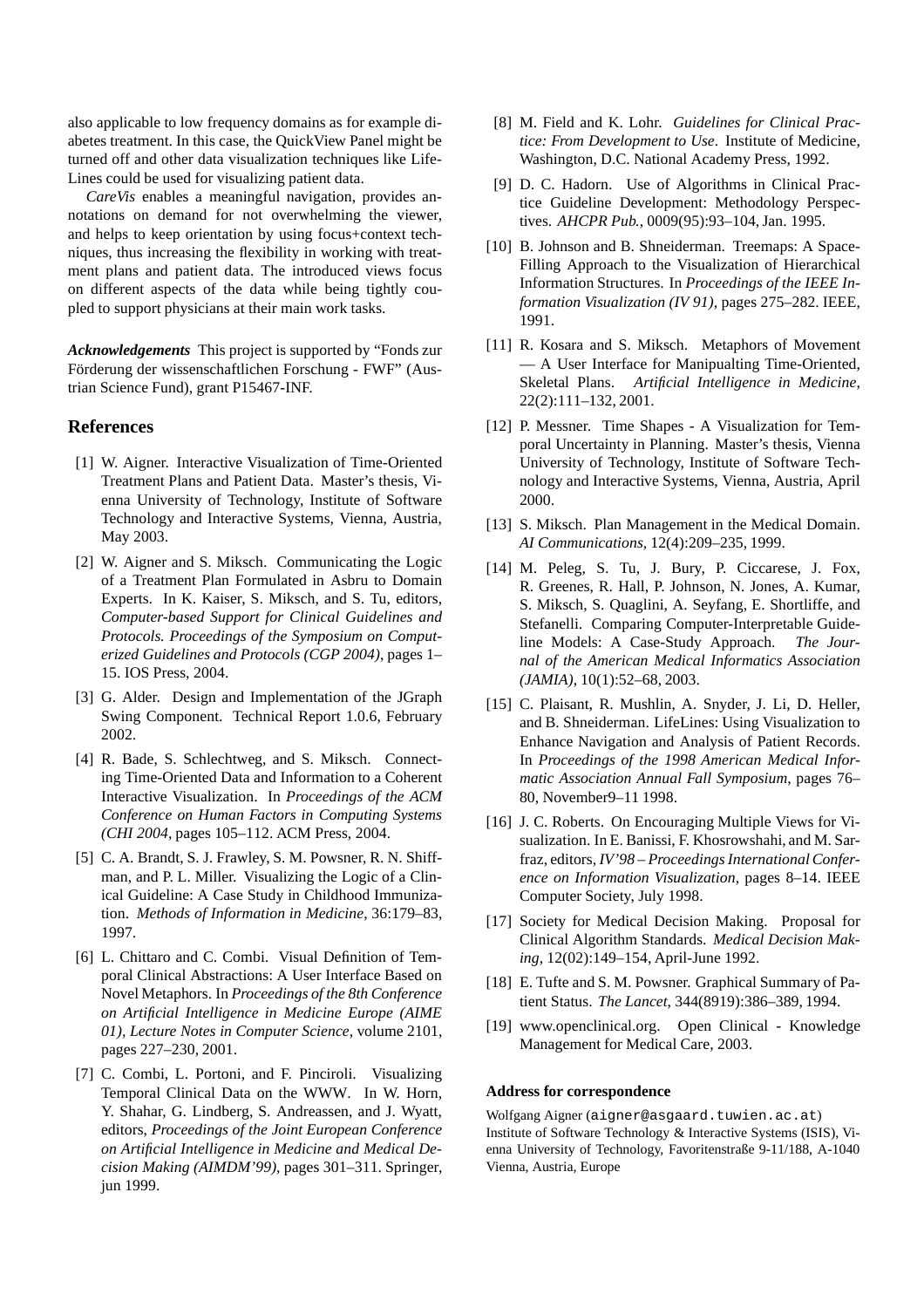also applicable to low frequency domains as for example diabetes treatment. In this case, the QuickView Panel might be turned off and other data visualization techniques like LifeLines could be used for visualizing patient data.

*CareVis* enables a meaningful navigation, provides annotations on demand for not overwhelming the viewer, and helps to keep orientation by using focus+context techniques, thus increasing the flexibility in working with treatment plans and patient data. The introduced views focus on different aspects of the data while being tightly coupled to support physicians at their main work tasks.

***Acknowledgements*** This project is supported by "Fonds zur Förderung der wissenschaftlichen Forschung - FWF" (Austrian Science Fund), grant P15467-INF.

## References

[1] W. Aigner. Interactive Visualization of Time-Oriented Treatment Plans and Patient Data. Master's thesis, Vienna University of Technology, Institute of Software Technology and Interactive Systems, Vienna, Austria, May 2003.

[2] W. Aigner and S. Miksch. Communicating the Logic of a Treatment Plan Formulated in Asbru to Domain Experts. In K. Kaiser, S. Miksch, and S. Tu, editors, *Computer-based Support for Clinical Guidelines and Protocols. Proceedings of the Symposium on Computerized Guidelines and Protocols (CGP 2004)*, pages 1–15. IOS Press, 2004.

[3] G. Alder. Design and Implementation of the JGraph Swing Component. Technical Report 1.0.6, February 2002.

[4] R. Bade, S. Schlechtweg, and S. Miksch. Connecting Time-Oriented Data and Information to a Coherent Interactive Visualization. In *Proceedings of the ACM Conference on Human Factors in Computing Systems (CHI 2004*, pages 105–112. ACM Press, 2004.

[5] C. A. Brandt, S. J. Frawley, S. M. Powsner, R. N. Shiffman, and P. L. Miller. Visualizing the Logic of a Clinical Guideline: A Case Study in Childhood Immunization. *Methods of Information in Medicine*, 36:179–83, 1997.

[6] L. Chittaro and C. Combi. Visual Definition of Temporal Clinical Abstractions: A User Interface Based on Novel Metaphors. In *Proceedings of the 8th Conference on Artificial Intelligence in Medicine Europe (AIME 01), Lecture Notes in Computer Science*, volume 2101, pages 227–230, 2001.

[7] C. Combi, L. Portoni, and F. Pinciroli. Visualizing Temporal Clinical Data on the WWW. In W. Horn, Y. Shahar, G. Lindberg, S. Andreassen, and J. Wyatt, editors, *Proceedings of the Joint European Conference on Artificial Intelligence in Medicine and Medical Decision Making (AIMDM'99)*, pages 301–311. Springer, jun 1999.

[8] M. Field and K. Lohr. *Guidelines for Clinical Practice: From Development to Use*. Institute of Medicine, Washington, D.C. National Academy Press, 1992.

[9] D. C. Hadorn. Use of Algorithms in Clinical Practice Guideline Development: Methodology Perspectives. *AHCPR Pub.*, 0009(95):93–104, Jan. 1995.

[10] B. Johnson and B. Shneiderman. Treemaps: A Space-Filling Approach to the Visualization of Hierarchical Information Structures. In *Proceedings of the IEEE Information Visualization (IV 91)*, pages 275–282. IEEE, 1991.

[11] R. Kosara and S. Miksch. Metaphors of Movement — A User Interface for Manipualting Time-Oriented, Skeletal Plans. *Artificial Intelligence in Medicine*, 22(2):111–132, 2001.

[12] P. Messner. Time Shapes - A Visualization for Temporal Uncertainty in Planning. Master's thesis, Vienna University of Technology, Institute of Software Technology and Interactive Systems, Vienna, Austria, April 2000.

[13] S. Miksch. Plan Management in the Medical Domain. *AI Communications*, 12(4):209–235, 1999.

[14] M. Peleg, S. Tu, J. Bury, P. Ciccarese, J. Fox, R. Greenes, R. Hall, P. Johnson, N. Jones, A. Kumar, S. Miksch, S. Quaglini, A. Seyfang, E. Shortliffe, and Stefanelli. Comparing Computer-Interpretable Guideline Models: A Case-Study Approach. *The Journal of the American Medical Informatics Association (JAMIA)*, 10(1):52–68, 2003.

[15] C. Plaisant, R. Mushlin, A. Snyder, J. Li, D. Heller, and B. Shneiderman. LifeLines: Using Visualization to Enhance Navigation and Analysis of Patient Records. In *Proceedings of the 1998 American Medical Informatic Association Annual Fall Symposium*, pages 76–80, November9–11 1998.

[16] J. C. Roberts. On Encouraging Multiple Views for Visualization. In E. Banissi, F. Khosrowshahi, and M. Sarfraz, editors, *IV'98 – Proceedings International Conference on Information Visualization*, pages 8–14. IEEE Computer Society, July 1998.

[17] Society for Medical Decision Making. Proposal for Clinical Algorithm Standards. *Medical Decision Making*, 12(02):149–154, April-June 1992.

[18] E. Tufte and S. M. Powsner. Graphical Summary of Patient Status. *The Lancet*, 344(8919):386–389, 1994.

[19] www.openclinical.org. Open Clinical - Knowledge Management for Medical Care, 2003.

#### Address for correspondence

Wolfgang Aigner (`aigner@asgaard.tuwien.ac.at`)
Institute of Software Technology & Interactive Systems (ISIS), Vienna University of Technology, Favoritenstraße 9-11/188, A-1040 Vienna, Austria, Europe